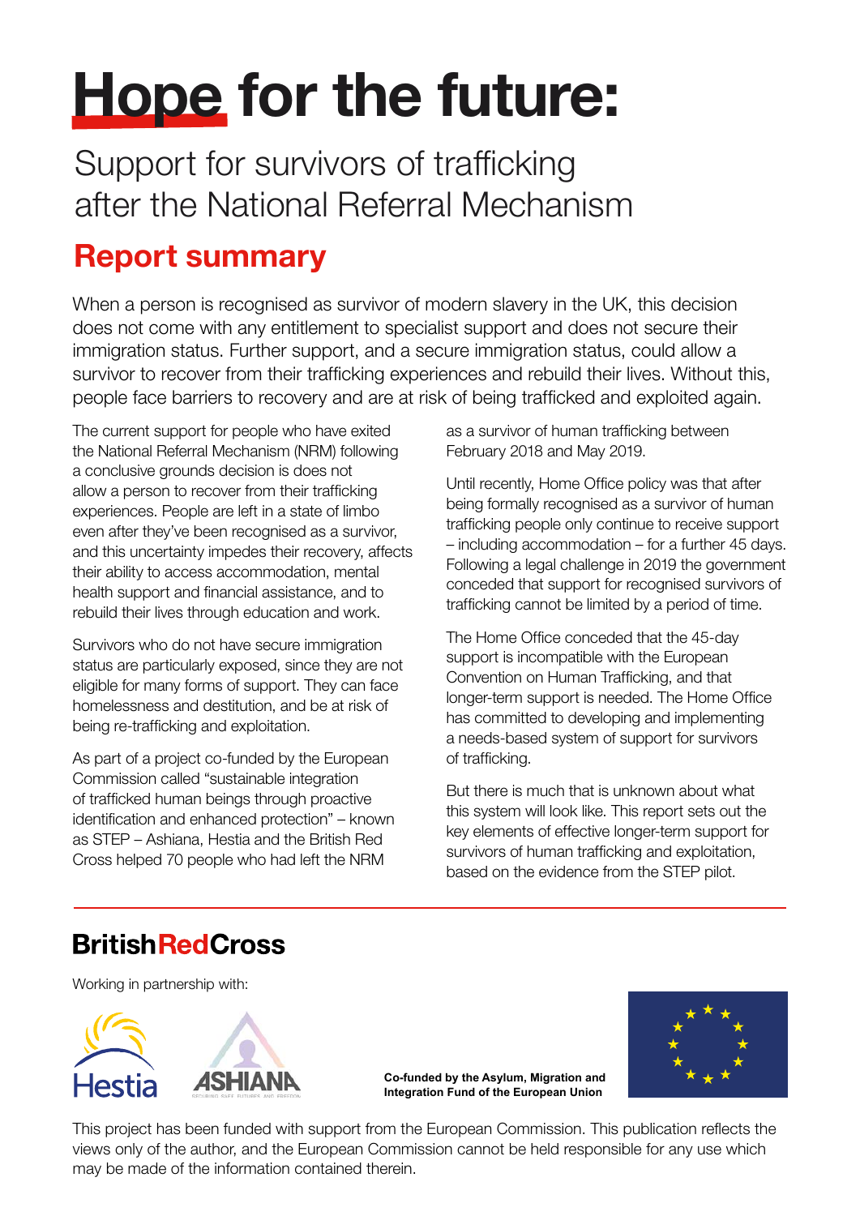# Hope for the future:

## Support for survivors of trafficking after the National Referral Mechanism

## Report summary

When a person is recognised as survivor of modern slavery in the UK, this decision does not come with any entitlement to specialist support and does not secure their immigration status. Further support, and a secure immigration status, could allow a survivor to recover from their trafficking experiences and rebuild their lives. Without this, people face barriers to recovery and are at risk of being trafficked and exploited again.

The current support for people who have exited the National Referral Mechanism (NRM) following a conclusive grounds decision is does not allow a person to recover from their trafficking experiences. People are left in a state of limbo even after they've been recognised as a survivor, and this uncertainty impedes their recovery, affects their ability to access accommodation, mental health support and financial assistance, and to rebuild their lives through education and work.

Survivors who do not have secure immigration status are particularly exposed, since they are not eligible for many forms of support. They can face homelessness and destitution, and be at risk of being re-trafficking and exploitation.

As part of a project co-funded by the European Commission called "sustainable integration of trafficked human beings through proactive identification and enhanced protection" – known as STEP – Ashiana, Hestia and the British Red Cross helped 70 people who had left the NRM as a survivor of human trafficking between February 2018 and May 2019.

Until recently, Home Office policy was that after being formally recognised as a survivor of human trafficking people only continue to receive support – including accommodation – for a further 45 days. Following a legal challenge in 2019 the government conceded that support for recognised survivors of trafficking cannot be limited by a period of time.

The Home Office conceded that the 45-day support is incompatible with the European Convention on Human Trafficking, and that longer-term support is needed. The Home Office has committed to developing and implementing a needs-based system of support for survivors of trafficking.

But there is much that is unknown about what this system will look like. This report sets out the key elements of effective longer-term support for survivors of human trafficking and exploitation, based on the evidence from the STEP pilot.

**British Red Cross**

Working in partnership with:

Hestia

ASHIANA

**Co-funded by the Asylum, Migration and Integration Fund of the European Union**

This project has been funded with support from the European Commission. This publication reflects the views only of the author, and the European Commission cannot be held responsible for any use which may be made of the information contained therein.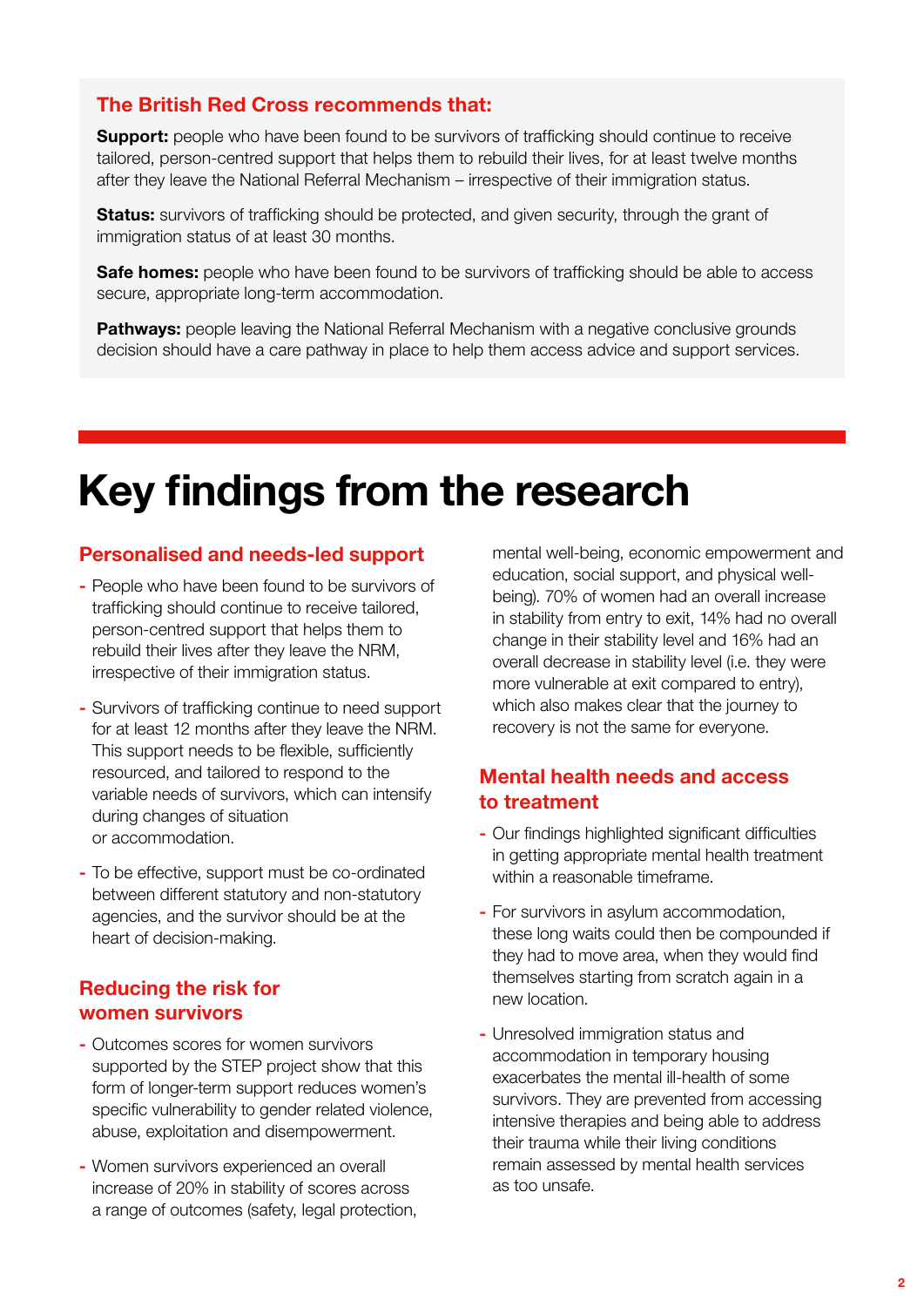### The British Red Cross recommends that:

**Support:** people who have been found to be survivors of trafficking should continue to receive tailored, person-centred support that helps them to rebuild their lives, for at least twelve months after they leave the National Referral Mechanism – irrespective of their immigration status.

**Status:** survivors of trafficking should be protected, and given security, through the grant of immigration status of at least 30 months.

**Safe homes:** people who have been found to be survivors of trafficking should be able to access secure, appropriate long-term accommodation.

**Pathways:** people leaving the National Referral Mechanism with a negative conclusive grounds decision should have a care pathway in place to help them access advice and support services.

# Key findings from the research

## Personalised and needs-led support

- People who have been found to be survivors of trafficking should continue to receive tailored, person-centred support that helps them to rebuild their lives after they leave the NRM, irrespective of their immigration status.
- Survivors of trafficking continue to need support for at least 12 months after they leave the NRM. This support needs to be flexible, sufficiently resourced, and tailored to respond to the variable needs of survivors, which can intensify during changes of situation or accommodation.
- To be effective, support must be co-ordinated between different statutory and non-statutory agencies, and the survivor should be at the heart of decision-making.

## Reducing the risk for women survivors

- Outcomes scores for women survivors supported by the STEP project show that this form of longer-term support reduces women's specific vulnerability to gender related violence, abuse, exploitation and disempowerment.
- Women survivors experienced an overall increase of 20% in stability of scores across a range of outcomes (safety, legal protection, mental well-being, economic empowerment and education, social support, and physical well-being). 70% of women had an overall increase in stability from entry to exit, 14% had no overall change in their stability level and 16% had an overall decrease in stability level (i.e. they were more vulnerable at exit compared to entry), which also makes clear that the journey to recovery is not the same for everyone.

## Mental health needs and access to treatment

- Our findings highlighted significant difficulties in getting appropriate mental health treatment within a reasonable timeframe.
- For survivors in asylum accommodation, these long waits could then be compounded if they had to move area, when they would find themselves starting from scratch again in a new location.
- Unresolved immigration status and accommodation in temporary housing exacerbates the mental ill-health of some survivors. They are prevented from accessing intensive therapies and being able to address their trauma while their living conditions remain assessed by mental health services as too unsafe.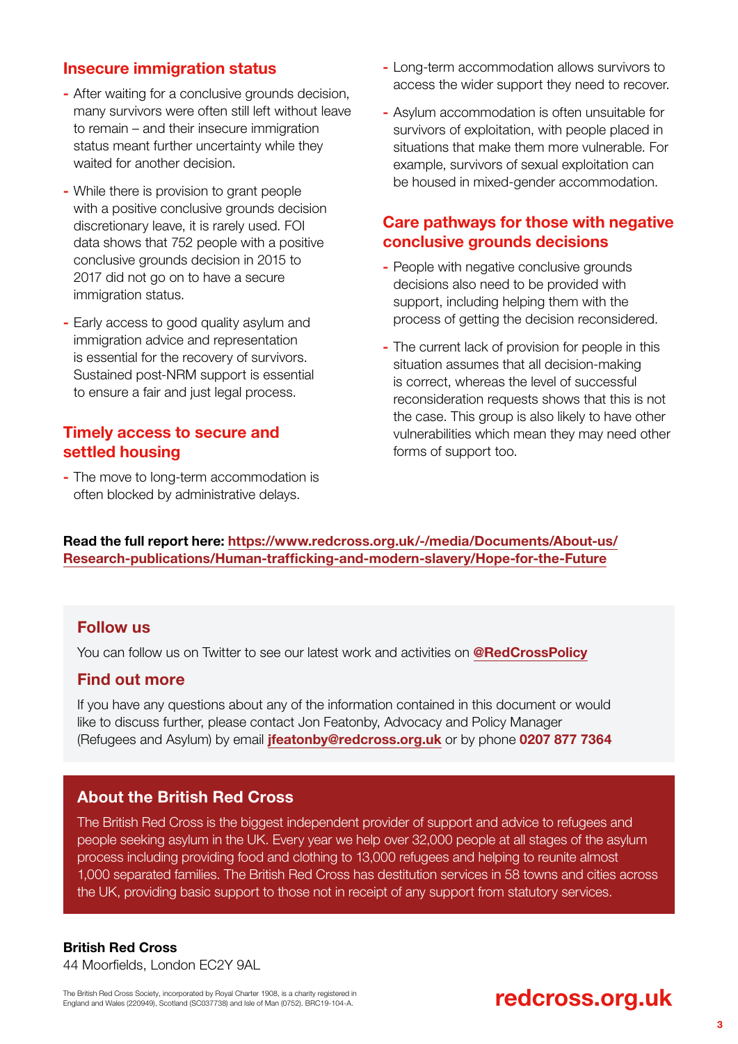## Insecure immigration status

- After waiting for a conclusive grounds decision, many survivors were often still left without leave to remain – and their insecure immigration status meant further uncertainty while they waited for another decision.
- While there is provision to grant people with a positive conclusive grounds decision discretionary leave, it is rarely used. FOI data shows that 752 people with a positive conclusive grounds decision in 2015 to 2017 did not go on to have a secure immigration status.
- Early access to good quality asylum and immigration advice and representation is essential for the recovery of survivors. Sustained post-NRM support is essential to ensure a fair and just legal process.

## Timely access to secure and settled housing

- The move to long-term accommodation is often blocked by administrative delays.
- Long-term accommodation allows survivors to access the wider support they need to recover.
- Asylum accommodation is often unsuitable for survivors of exploitation, with people placed in situations that make them more vulnerable. For example, survivors of sexual exploitation can be housed in mixed-gender accommodation.

## Care pathways for those with negative conclusive grounds decisions

- People with negative conclusive grounds decisions also need to be provided with support, including helping them with the process of getting the decision reconsidered.
- The current lack of provision for people in this situation assumes that all decision-making is correct, whereas the level of successful reconsideration requests shows that this is not the case. This group is also likely to have other vulnerabilities which mean they may need other forms of support too.

**Read the full report here: https://www.redcross.org.uk/-/media/Documents/About-us/Research-publications/Human-trafficking-and-modern-slavery/Hope-for-the-Future**

### Follow us

You can follow us on Twitter to see our latest work and activities on **@RedCrossPolicy**

### Find out more

If you have any questions about any of the information contained in this document or would like to discuss further, please contact Jon Featonby, Advocacy and Policy Manager (Refugees and Asylum) by email **jfeatonby@redcross.org.uk** or by phone **0207 877 7364**

### About the British Red Cross

The British Red Cross is the biggest independent provider of support and advice to refugees and people seeking asylum in the UK. Every year we help over 32,000 people at all stages of the asylum process including providing food and clothing to 13,000 refugees and helping to reunite almost 1,000 separated families. The British Red Cross has destitution services in 58 towns and cities across the UK, providing basic support to those not in receipt of any support from statutory services.

**British Red Cross**
44 Moorfields, London EC2Y 9AL

The British Red Cross Society, incorporated by Royal Charter 1908, is a charity registered in England and Wales (220949), Scotland (SC037738) and Isle of Man (0752). BRC19-104-A.

**redcross.org.uk**